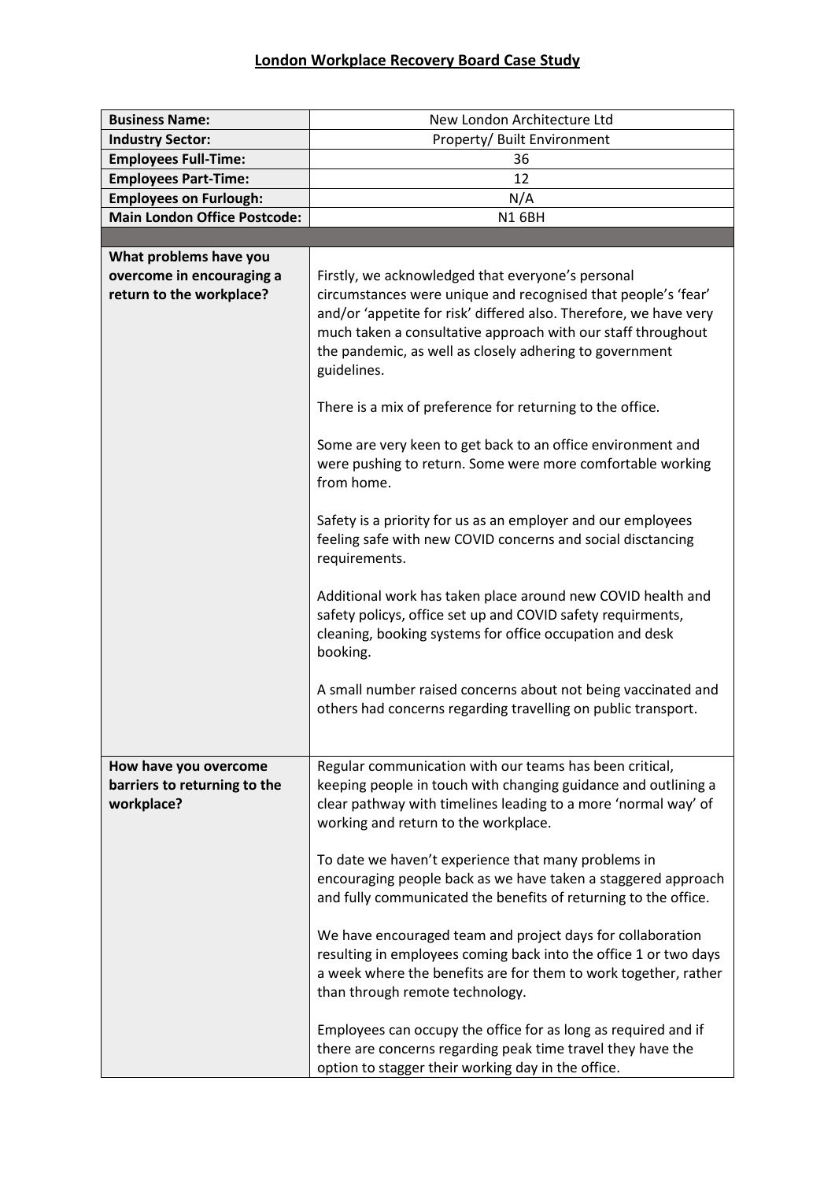# London Workplace Recovery Board Case Study

| | |
|---|---|
| **Business Name:** | New London Architecture Ltd |
| **Industry Sector:** | Property/ Built Environment |
| **Employees Full-Time:** | 36 |
| **Employees Part-Time:** | 12 |
| **Employees on Furlough:** | N/A |
| **Main London Office Postcode:** | N1 6BH |
| | |
| **What problems have you overcome in encouraging a return to the workplace?** | Firstly, we acknowledged that everyone's personal circumstances were unique and recognised that people's 'fear' and/or 'appetite for risk' differed also. Therefore, we have very much taken a consultative approach with our staff throughout the pandemic, as well as closely adhering to government guidelines.<br><br>There is a mix of preference for returning to the office.<br><br>Some are very keen to get back to an office environment and were pushing to return. Some were more comfortable working from home.<br><br>Safety is a priority for us as an employer and our employees feeling safe with new COVID concerns and social disctancing requirements.<br><br>Additional work has taken place around new COVID health and safety policys, office set up and COVID safety requirments, cleaning, booking systems for office occupation and desk booking.<br><br>A small number raised concerns about not being vaccinated and others had concerns regarding travelling on public transport. |
| **How have you overcome barriers to returning to the workplace?** | Regular communication with our teams has been critical, keeping people in touch with changing guidance and outlining a clear pathway with timelines leading to a more 'normal way' of working and return to the workplace.<br><br>To date we haven't experience that many problems in encouraging people back as we have taken a staggered approach and fully communicated the benefits of returning to the office.<br><br>We have encouraged team and project days for collaboration resulting in employees coming back into the office 1 or two days a week where the benefits are for them to work together, rather than through remote technology.<br><br>Employees can occupy the office for as long as required and if there are concerns regarding peak time travel they have the option to stagger their working day in the office. |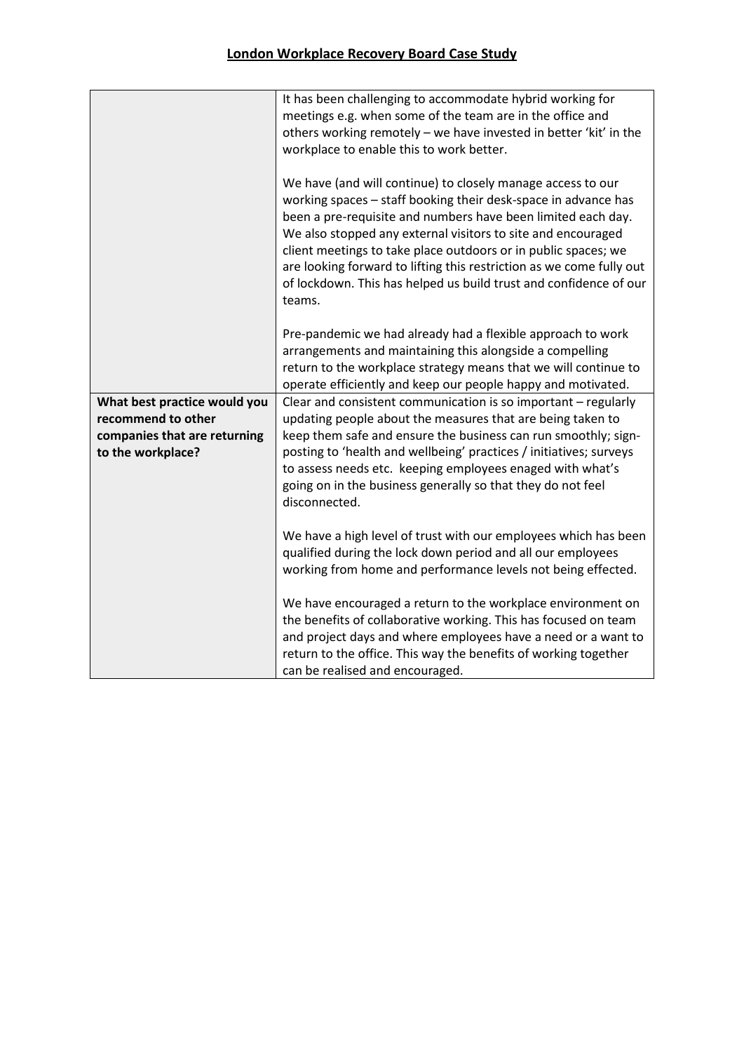## London Workplace Recovery Board Case Study

| | |
|---|---|
| | It has been challenging to accommodate hybrid working for meetings e.g. when some of the team are in the office and others working remotely – we have invested in better 'kit' in the workplace to enable this to work better.<br><br>We have (and will continue) to closely manage access to our working spaces – staff booking their desk-space in advance has been a pre-requisite and numbers have been limited each day. We also stopped any external visitors to site and encouraged client meetings to take place outdoors or in public spaces; we are looking forward to lifting this restriction as we come fully out of lockdown. This has helped us build trust and confidence of our teams.<br><br>Pre-pandemic we had already had a flexible approach to work arrangements and maintaining this alongside a compelling return to the workplace strategy means that we will continue to operate efficiently and keep our people happy and motivated. |
| **What best practice would you recommend to other companies that are returning to the workplace?** | Clear and consistent communication is so important – regularly updating people about the measures that are being taken to keep them safe and ensure the business can run smoothly; sign-posting to 'health and wellbeing' practices / initiatives; surveys to assess needs etc. keeping employees enaged with what's going on in the business generally so that they do not feel disconnected.<br><br>We have a high level of trust with our employees which has been qualified during the lock down period and all our employees working from home and performance levels not being effected.<br><br>We have encouraged a return to the workplace environment on the benefits of collaborative working. This has focused on team and project days and where employees have a need or a want to return to the office. This way the benefits of working together can be realised and encouraged. |